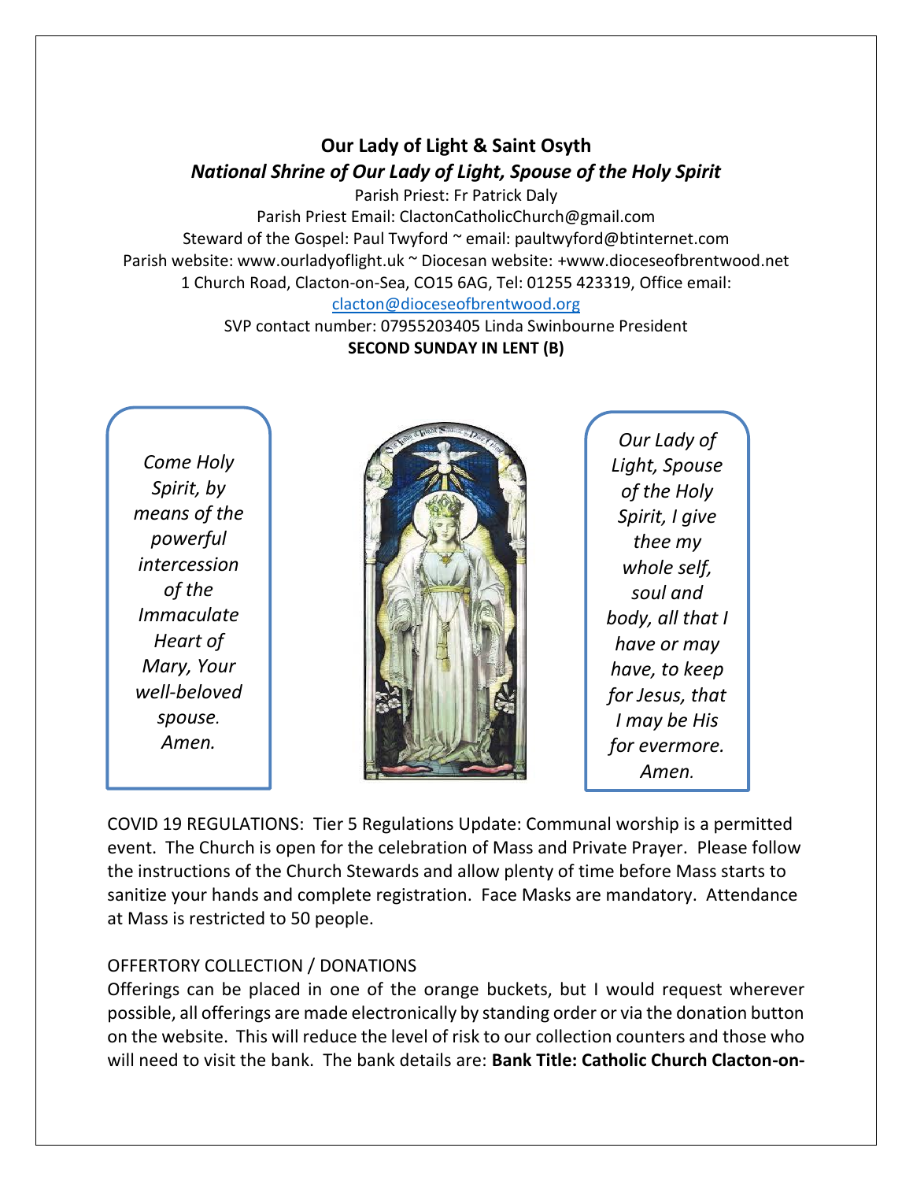**Our Lady of Light & Saint Osyth**

***National Shrine of Our Lady of Light, Spouse of the Holy Spirit***

Parish Priest: Fr Patrick Daly

Parish Priest Email: ClactonCatholicChurch@gmail.com

Steward of the Gospel: Paul Twyford ~ email: paultwyford@btinternet.com

Parish website: www.ourladyoflight.uk ~ Diocesan website: +www.dioceseofbrentwood.net

1 Church Road, Clacton-on-Sea, CO15 6AG, Tel: 01255 423319, Office email: [clacton@dioceseofbrentwood.org](mailto:clacton@dioceseofbrentwood.org)

SVP contact number: 07955203405 Linda Swinbourne President

**SECOND SUNDAY IN LENT (B)**

*Come Holy Spirit, by means of the powerful intercession of the Immaculate Heart of Mary, Your well-beloved spouse. Amen.*

*Our Lady of Light, Spouse of the Holy Spirit, I give thee my whole self, soul and body, all that I have or may have, to keep for Jesus, that I may be His for evermore. Amen.*

COVID 19 REGULATIONS: Tier 5 Regulations Update: Communal worship is a permitted event. The Church is open for the celebration of Mass and Private Prayer. Please follow the instructions of the Church Stewards and allow plenty of time before Mass starts to sanitize your hands and complete registration. Face Masks are mandatory. Attendance at Mass is restricted to 50 people.

OFFERTORY COLLECTION / DONATIONS

Offerings can be placed in one of the orange buckets, but I would request wherever possible, all offerings are made electronically by standing order or via the donation button on the website. This will reduce the level of risk to our collection counters and those who will need to visit the bank. The bank details are: **Bank Title: Catholic Church Clacton-on-**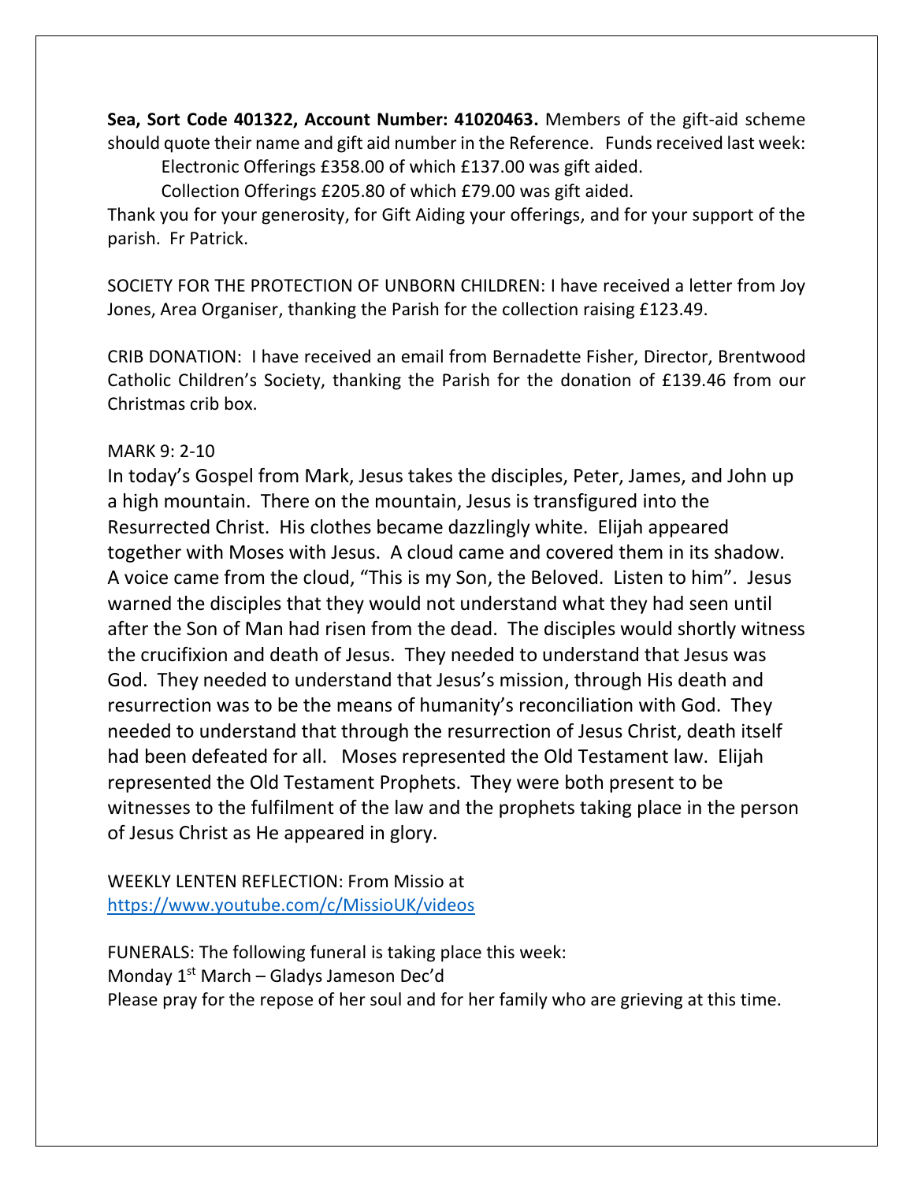**Sea, Sort Code 401322, Account Number: 41020463.** Members of the gift-aid scheme should quote their name and gift aid number in the Reference. Funds received last week:

Electronic Offerings £358.00 of which £137.00 was gift aided.

Collection Offerings £205.80 of which £79.00 was gift aided.

Thank you for your generosity, for Gift Aiding your offerings, and for your support of the parish. Fr Patrick.

SOCIETY FOR THE PROTECTION OF UNBORN CHILDREN: I have received a letter from Joy Jones, Area Organiser, thanking the Parish for the collection raising £123.49.

CRIB DONATION: I have received an email from Bernadette Fisher, Director, Brentwood Catholic Children's Society, thanking the Parish for the donation of £139.46 from our Christmas crib box.

MARK 9: 2-10

In today's Gospel from Mark, Jesus takes the disciples, Peter, James, and John up a high mountain. There on the mountain, Jesus is transfigured into the Resurrected Christ. His clothes became dazzlingly white. Elijah appeared together with Moses with Jesus. A cloud came and covered them in its shadow. A voice came from the cloud, "This is my Son, the Beloved. Listen to him". Jesus warned the disciples that they would not understand what they had seen until after the Son of Man had risen from the dead. The disciples would shortly witness the crucifixion and death of Jesus. They needed to understand that Jesus was God. They needed to understand that Jesus's mission, through His death and resurrection was to be the means of humanity's reconciliation with God. They needed to understand that through the resurrection of Jesus Christ, death itself had been defeated for all. Moses represented the Old Testament law. Elijah represented the Old Testament Prophets. They were both present to be witnesses to the fulfilment of the law and the prophets taking place in the person of Jesus Christ as He appeared in glory.

WEEKLY LENTEN REFLECTION: From Missio at https://www.youtube.com/c/MissioUK/videos

FUNERALS: The following funeral is taking place this week:
Monday 1st March – Gladys Jameson Dec'd
Please pray for the repose of her soul and for her family who are grieving at this time.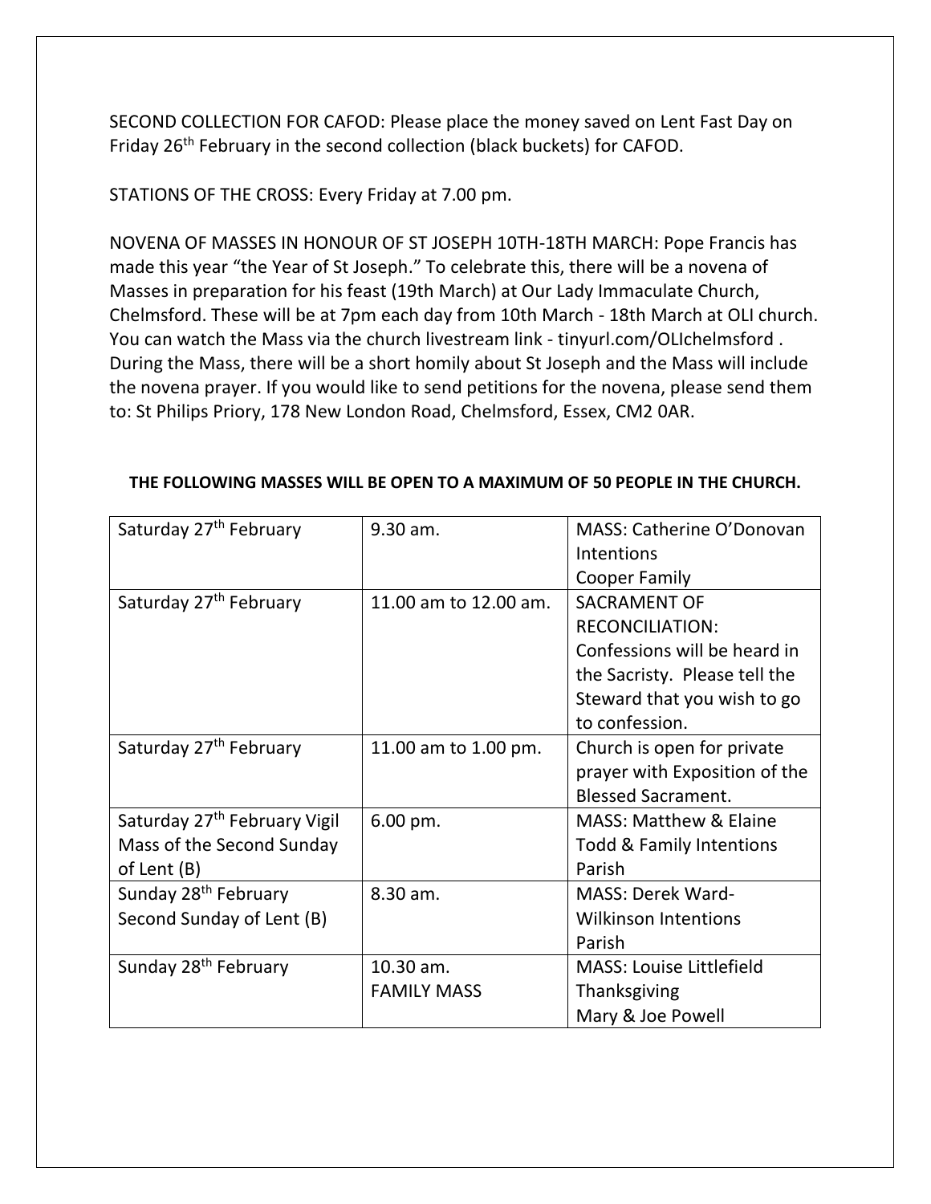SECOND COLLECTION FOR CAFOD: Please place the money saved on Lent Fast Day on Friday 26th February in the second collection (black buckets) for CAFOD.

STATIONS OF THE CROSS: Every Friday at 7.00 pm.

NOVENA OF MASSES IN HONOUR OF ST JOSEPH 10TH-18TH MARCH: Pope Francis has made this year "the Year of St Joseph." To celebrate this, there will be a novena of Masses in preparation for his feast (19th March) at Our Lady Immaculate Church, Chelmsford. These will be at 7pm each day from 10th March - 18th March at OLI church. You can watch the Mass via the church livestream link - tinyurl.com/OLIchelmsford . During the Mass, there will be a short homily about St Joseph and the Mass will include the novena prayer. If you would like to send petitions for the novena, please send them to: St Philips Priory, 178 New London Road, Chelmsford, Essex, CM2 0AR.

**THE FOLLOWING MASSES WILL BE OPEN TO A MAXIMUM OF 50 PEOPLE IN THE CHURCH.**

| | | |
|---|---|---|
| Saturday 27th February | 9.30 am. | MASS: Catherine O'Donovan Intentions<br>Cooper Family |
| Saturday 27th February | 11.00 am to 12.00 am. | SACRAMENT OF RECONCILIATION: Confessions will be heard in the Sacristy. Please tell the Steward that you wish to go to confession. |
| Saturday 27th February | 11.00 am to 1.00 pm. | Church is open for private prayer with Exposition of the Blessed Sacrament. |
| Saturday 27th February Vigil Mass of the Second Sunday of Lent (B) | 6.00 pm. | MASS: Matthew & Elaine Todd & Family Intentions<br>Parish |
| Sunday 28th February Second Sunday of Lent (B) | 8.30 am. | MASS: Derek Ward-Wilkinson Intentions<br>Parish |
| Sunday 28th February | 10.30 am.<br>FAMILY MASS | MASS: Louise Littlefield Thanksgiving<br>Mary & Joe Powell |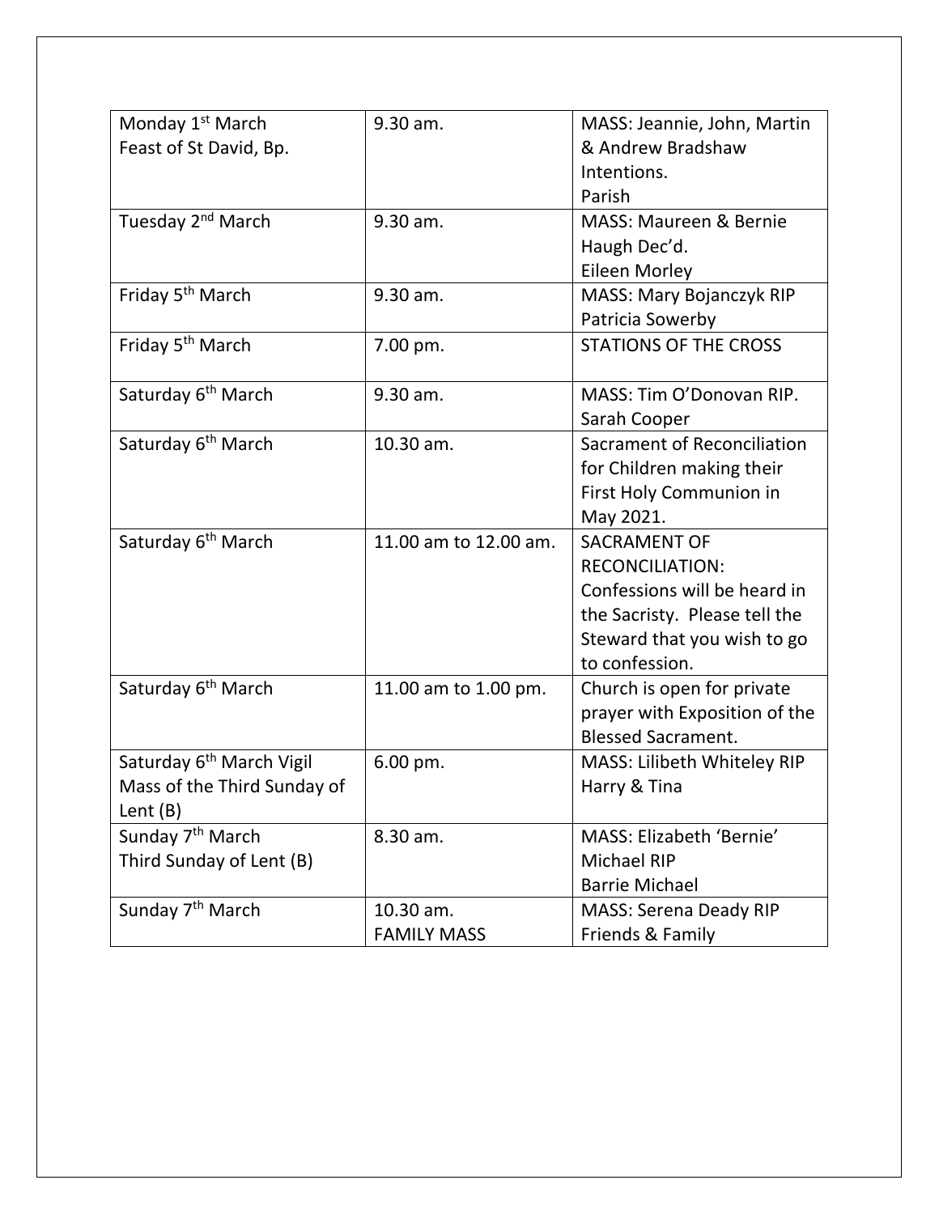| | | |
|---|---|---|
| Monday 1st March<br>Feast of St David, Bp. | 9.30 am. | MASS: Jeannie, John, Martin & Andrew Bradshaw Intentions.<br>Parish |
| Tuesday 2nd March | 9.30 am. | MASS: Maureen & Bernie Haugh Dec'd.<br>Eileen Morley |
| Friday 5th March | 9.30 am. | MASS: Mary Bojanczyk RIP<br>Patricia Sowerby |
| Friday 5th March | 7.00 pm. | STATIONS OF THE CROSS |
| Saturday 6th March | 9.30 am. | MASS: Tim O'Donovan RIP.<br>Sarah Cooper |
| Saturday 6th March | 10.30 am. | Sacrament of Reconciliation for Children making their First Holy Communion in May 2021. |
| Saturday 6th March | 11.00 am to 12.00 am. | SACRAMENT OF RECONCILIATION: Confessions will be heard in the Sacristy. Please tell the Steward that you wish to go to confession. |
| Saturday 6th March | 11.00 am to 1.00 pm. | Church is open for private prayer with Exposition of the Blessed Sacrament. |
| Saturday 6th March Vigil Mass of the Third Sunday of Lent (B) | 6.00 pm. | MASS: Lilibeth Whiteley RIP<br>Harry & Tina |
| Sunday 7th March<br>Third Sunday of Lent (B) | 8.30 am. | MASS: Elizabeth 'Bernie' Michael RIP<br>Barrie Michael |
| Sunday 7th March | 10.30 am.<br>FAMILY MASS | MASS: Serena Deady RIP<br>Friends & Family |